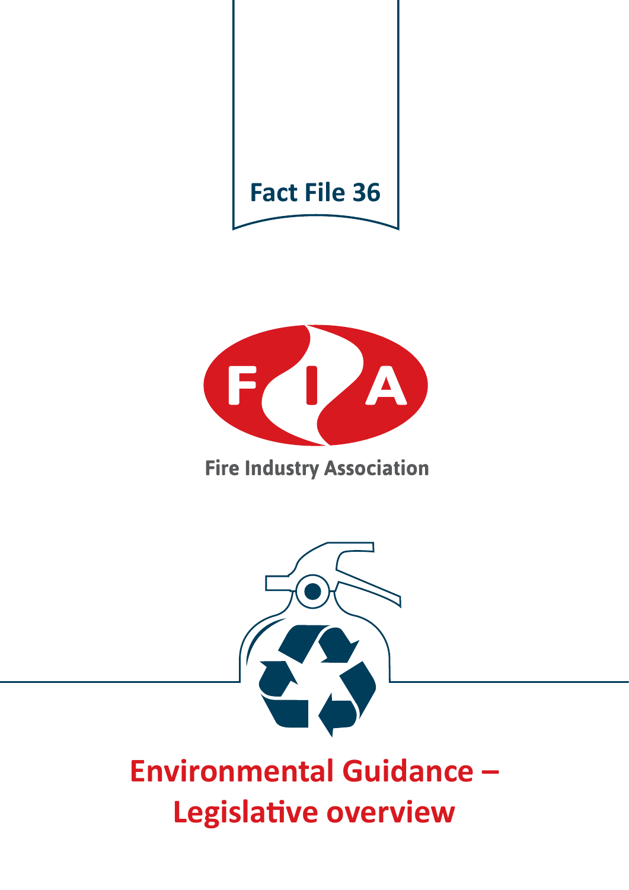Fact File 36

Fire Industry Association

# Environmental Guidance – Legislative overview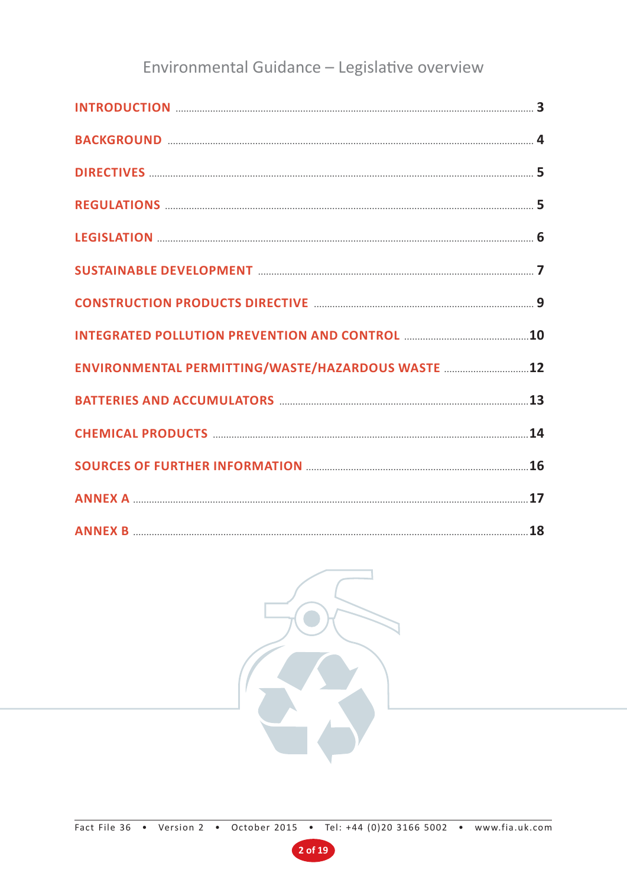# Environmental Guidance – Legislative overview

| | |
|---|---|
| INTRODUCTION | 3 |
| BACKGROUND | 4 |
| DIRECTIVES | 5 |
| REGULATIONS | 5 |
| LEGISLATION | 6 |
| SUSTAINABLE DEVELOPMENT | 7 |
| CONSTRUCTION PRODUCTS DIRECTIVE | 9 |
| INTEGRATED POLLUTION PREVENTION AND CONTROL | 10 |
| ENVIRONMENTAL PERMITTING/WASTE/HAZARDOUS WASTE | 12 |
| BATTERIES AND ACCUMULATORS | 13 |
| CHEMICAL PRODUCTS | 14 |
| SOURCES OF FURTHER INFORMATION | 16 |
| ANNEX A | 17 |
| ANNEX B | 18 |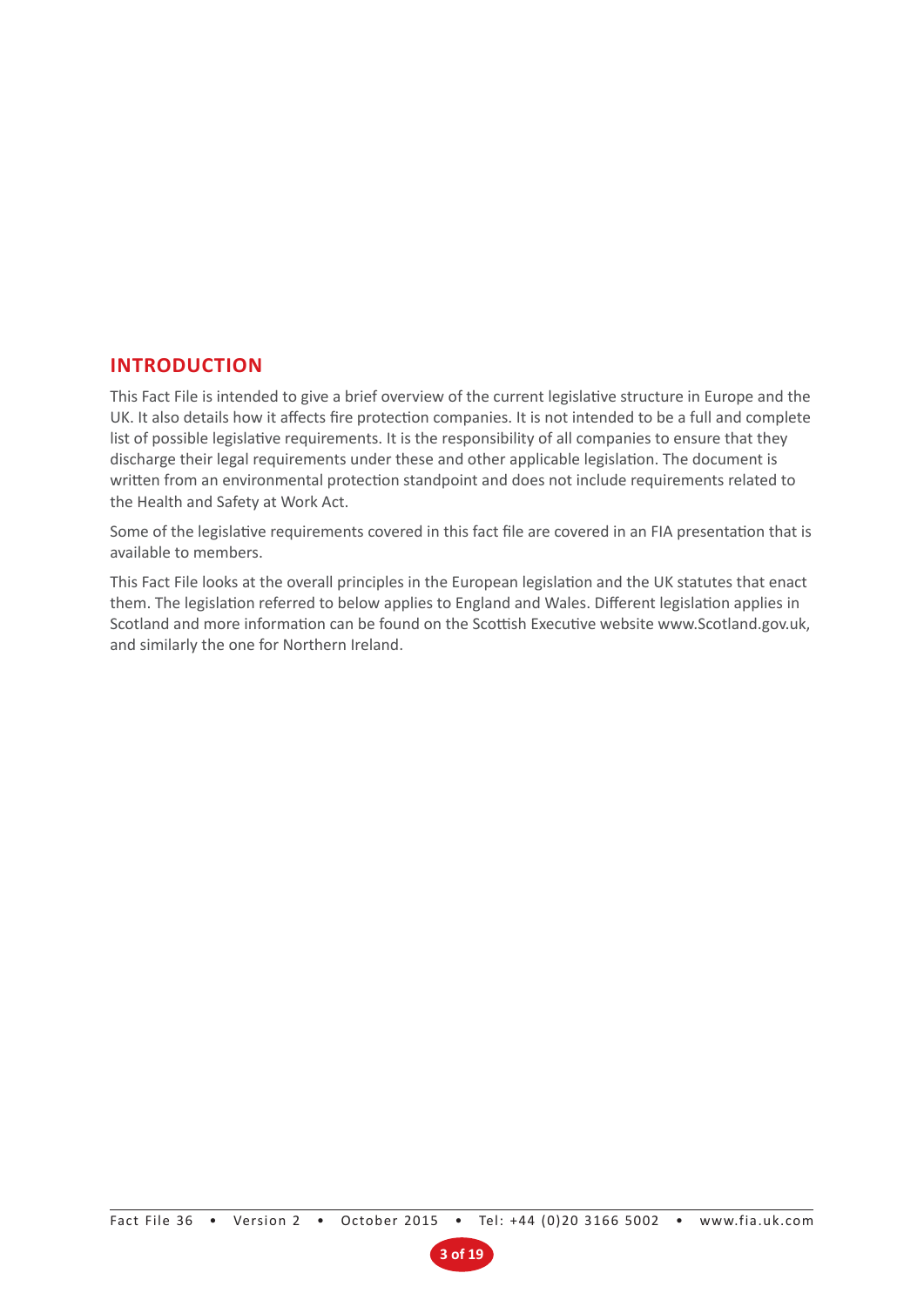## INTRODUCTION

This Fact File is intended to give a brief overview of the current legislative structure in Europe and the UK. It also details how it affects fire protection companies. It is not intended to be a full and complete list of possible legislative requirements. It is the responsibility of all companies to ensure that they discharge their legal requirements under these and other applicable legislation. The document is written from an environmental protection standpoint and does not include requirements related to the Health and Safety at Work Act.

Some of the legislative requirements covered in this fact file are covered in an FIA presentation that is available to members.

This Fact File looks at the overall principles in the European legislation and the UK statutes that enact them. The legislation referred to below applies to England and Wales. Different legislation applies in Scotland and more information can be found on the Scottish Executive website www.Scotland.gov.uk, and similarly the one for Northern Ireland.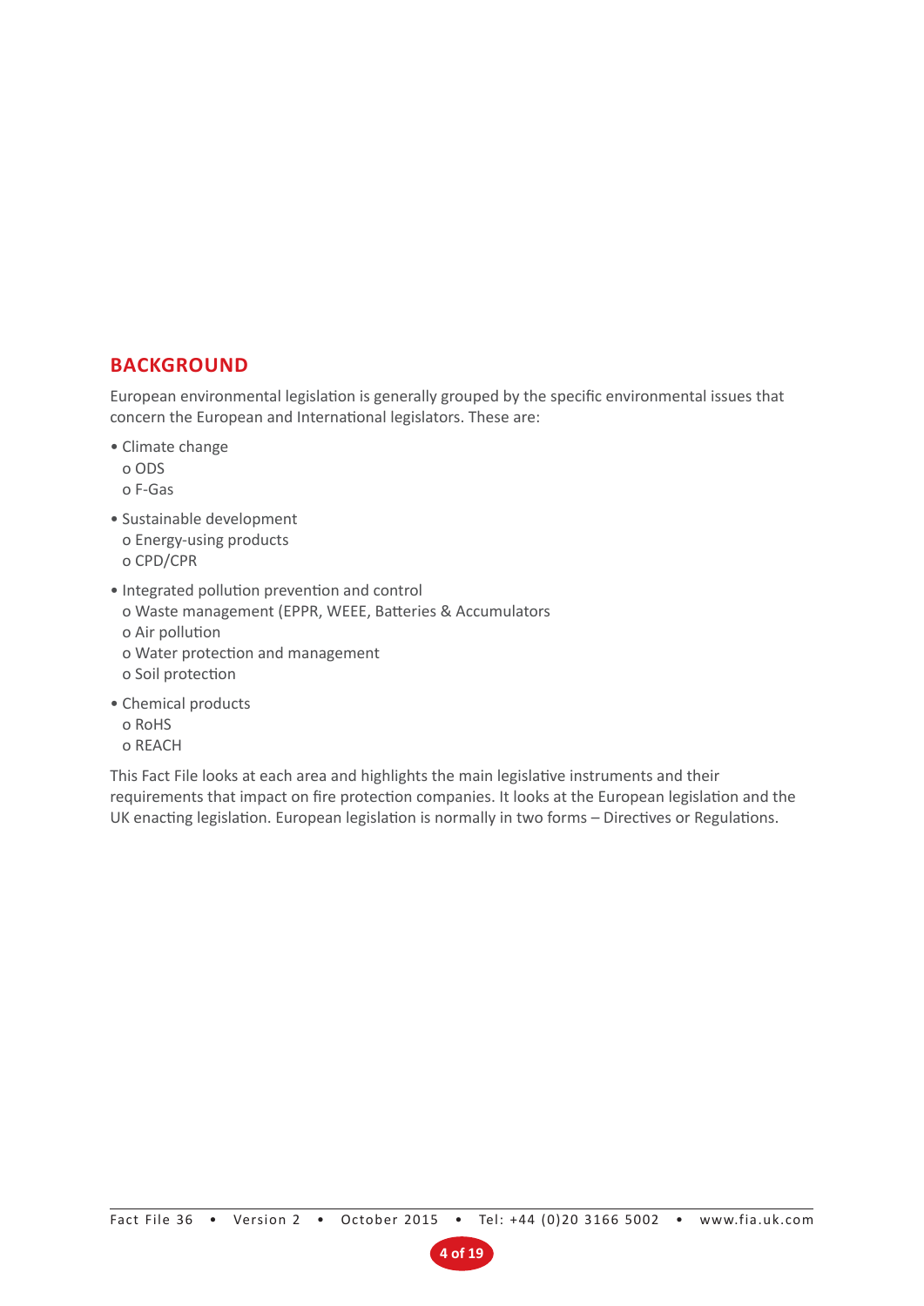## BACKGROUND

European environmental legislation is generally grouped by the specific environmental issues that concern the European and International legislators. These are:

- Climate change
  - ODS
  - F-Gas
- Sustainable development
  - Energy-using products
  - CPD/CPR
- Integrated pollution prevention and control
  - Waste management (EPPR, WEEE, Batteries & Accumulators
  - Air pollution
  - Water protection and management
  - Soil protection
- Chemical products
  - RoHS
  - REACH

This Fact File looks at each area and highlights the main legislative instruments and their requirements that impact on fire protection companies. It looks at the European legislation and the UK enacting legislation. European legislation is normally in two forms – Directives or Regulations.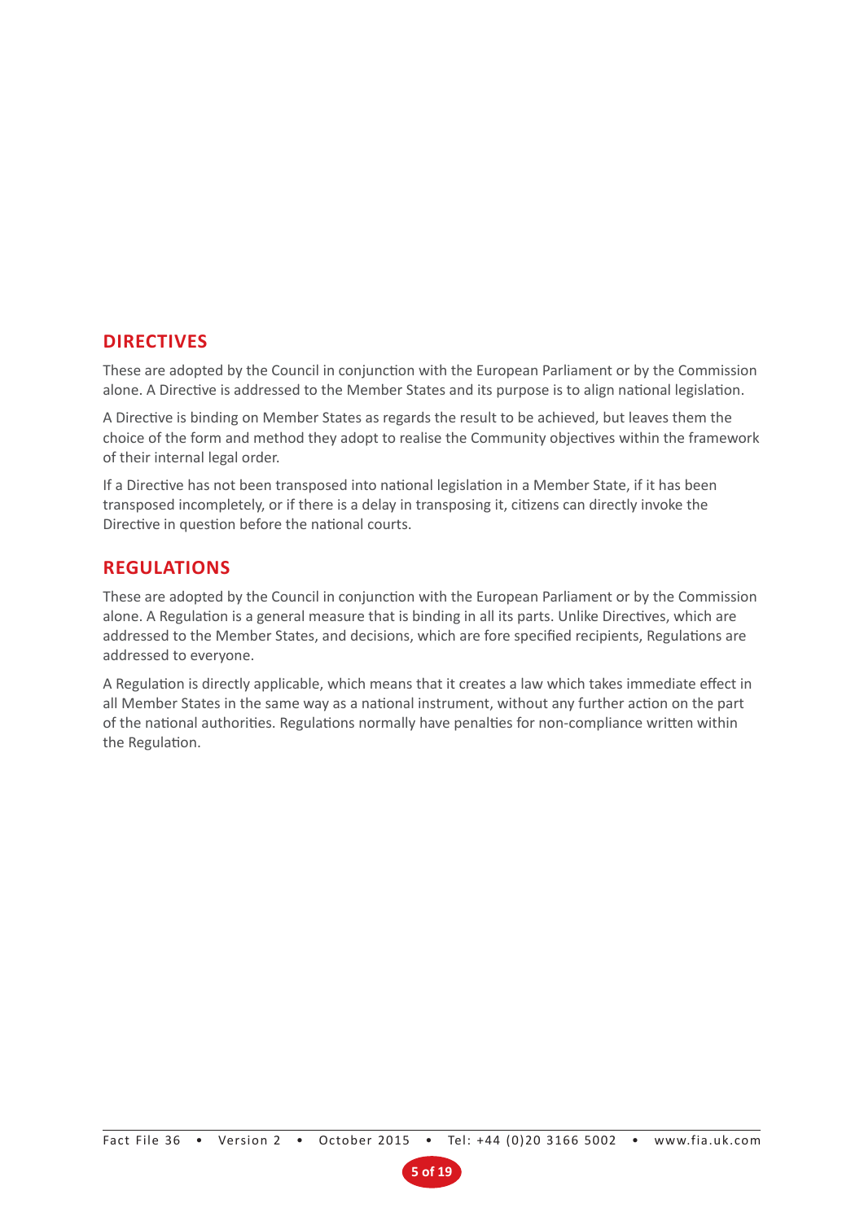## DIRECTIVES

These are adopted by the Council in conjunction with the European Parliament or by the Commission alone. A Directive is addressed to the Member States and its purpose is to align national legislation.

A Directive is binding on Member States as regards the result to be achieved, but leaves them the choice of the form and method they adopt to realise the Community objectives within the framework of their internal legal order.

If a Directive has not been transposed into national legislation in a Member State, if it has been transposed incompletely, or if there is a delay in transposing it, citizens can directly invoke the Directive in question before the national courts.

## REGULATIONS

These are adopted by the Council in conjunction with the European Parliament or by the Commission alone. A Regulation is a general measure that is binding in all its parts. Unlike Directives, which are addressed to the Member States, and decisions, which are fore specified recipients, Regulations are addressed to everyone.

A Regulation is directly applicable, which means that it creates a law which takes immediate effect in all Member States in the same way as a national instrument, without any further action on the part of the national authorities. Regulations normally have penalties for non-compliance written within the Regulation.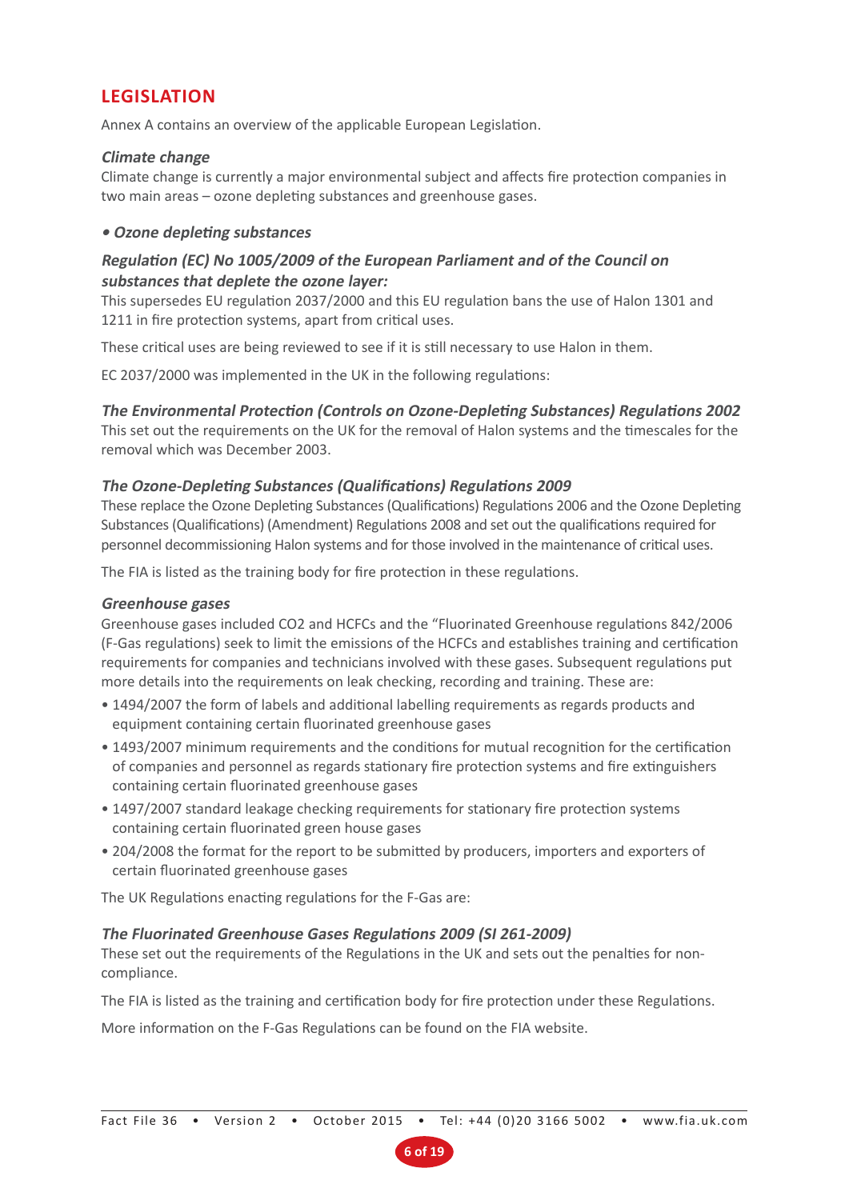## LEGISLATION

Annex A contains an overview of the applicable European Legislation.

### *Climate change*

Climate change is currently a major environmental subject and affects fire protection companies in two main areas – ozone depleting substances and greenhouse gases.

#### *• Ozone depleting substances*

#### *Regulation (EC) No 1005/2009 of the European Parliament and of the Council on substances that deplete the ozone layer:*

This supersedes EU regulation 2037/2000 and this EU regulation bans the use of Halon 1301 and 1211 in fire protection systems, apart from critical uses.

These critical uses are being reviewed to see if it is still necessary to use Halon in them.

EC 2037/2000 was implemented in the UK in the following regulations:

#### *The Environmental Protection (Controls on Ozone-Depleting Substances) Regulations 2002*

This set out the requirements on the UK for the removal of Halon systems and the timescales for the removal which was December 2003.

#### *The Ozone-Depleting Substances (Qualifications) Regulations 2009*

These replace the Ozone Depleting Substances (Qualifications) Regulations 2006 and the Ozone Depleting Substances (Qualifications) (Amendment) Regulations 2008 and set out the qualifications required for personnel decommissioning Halon systems and for those involved in the maintenance of critical uses.

The FIA is listed as the training body for fire protection in these regulations.

### *Greenhouse gases*

Greenhouse gases included CO2 and HCFCs and the "Fluorinated Greenhouse regulations 842/2006 (F-Gas regulations) seek to limit the emissions of the HCFCs and establishes training and certification requirements for companies and technicians involved with these gases. Subsequent regulations put more details into the requirements on leak checking, recording and training. These are:

- 1494/2007 the form of labels and additional labelling requirements as regards products and equipment containing certain fluorinated greenhouse gases
- 1493/2007 minimum requirements and the conditions for mutual recognition for the certification of companies and personnel as regards stationary fire protection systems and fire extinguishers containing certain fluorinated greenhouse gases
- 1497/2007 standard leakage checking requirements for stationary fire protection systems containing certain fluorinated green house gases
- 204/2008 the format for the report to be submitted by producers, importers and exporters of certain fluorinated greenhouse gases

The UK Regulations enacting regulations for the F-Gas are:

#### *The Fluorinated Greenhouse Gases Regulations 2009 (SI 261-2009)*

These set out the requirements of the Regulations in the UK and sets out the penalties for non-compliance.

The FIA is listed as the training and certification body for fire protection under these Regulations.

More information on the F-Gas Regulations can be found on the FIA website.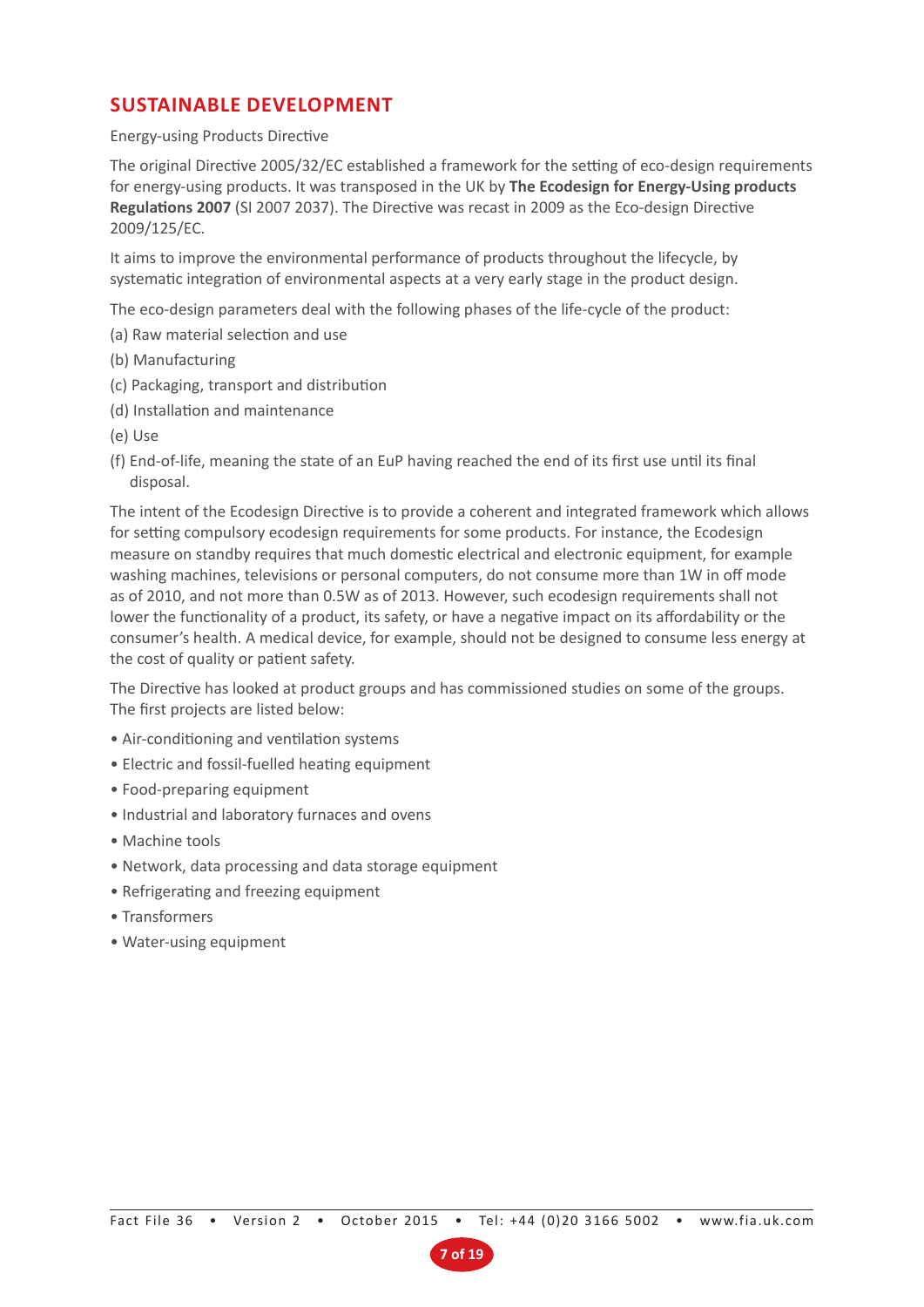## SUSTAINABLE DEVELOPMENT

Energy-using Products Directive

The original Directive 2005/32/EC established a framework for the setting of eco-design requirements for energy-using products. It was transposed in the UK by **The Ecodesign for Energy-Using products Regulations 2007** (SI 2007 2037). The Directive was recast in 2009 as the Eco-design Directive 2009/125/EC.

It aims to improve the environmental performance of products throughout the lifecycle, by systematic integration of environmental aspects at a very early stage in the product design.

The eco-design parameters deal with the following phases of the life-cycle of the product:

(a) Raw material selection and use

(b) Manufacturing

(c) Packaging, transport and distribution

(d) Installation and maintenance

(e) Use

(f) End-of-life, meaning the state of an EuP having reached the end of its first use until its final disposal.

The intent of the Ecodesign Directive is to provide a coherent and integrated framework which allows for setting compulsory ecodesign requirements for some products. For instance, the Ecodesign measure on standby requires that much domestic electrical and electronic equipment, for example washing machines, televisions or personal computers, do not consume more than 1W in off mode as of 2010, and not more than 0.5W as of 2013. However, such ecodesign requirements shall not lower the functionality of a product, its safety, or have a negative impact on its affordability or the consumer's health. A medical device, for example, should not be designed to consume less energy at the cost of quality or patient safety.

The Directive has looked at product groups and has commissioned studies on some of the groups. The first projects are listed below:

- Air-conditioning and ventilation systems
- Electric and fossil-fuelled heating equipment
- Food-preparing equipment
- Industrial and laboratory furnaces and ovens
- Machine tools
- Network, data processing and data storage equipment
- Refrigerating and freezing equipment
- Transformers
- Water-using equipment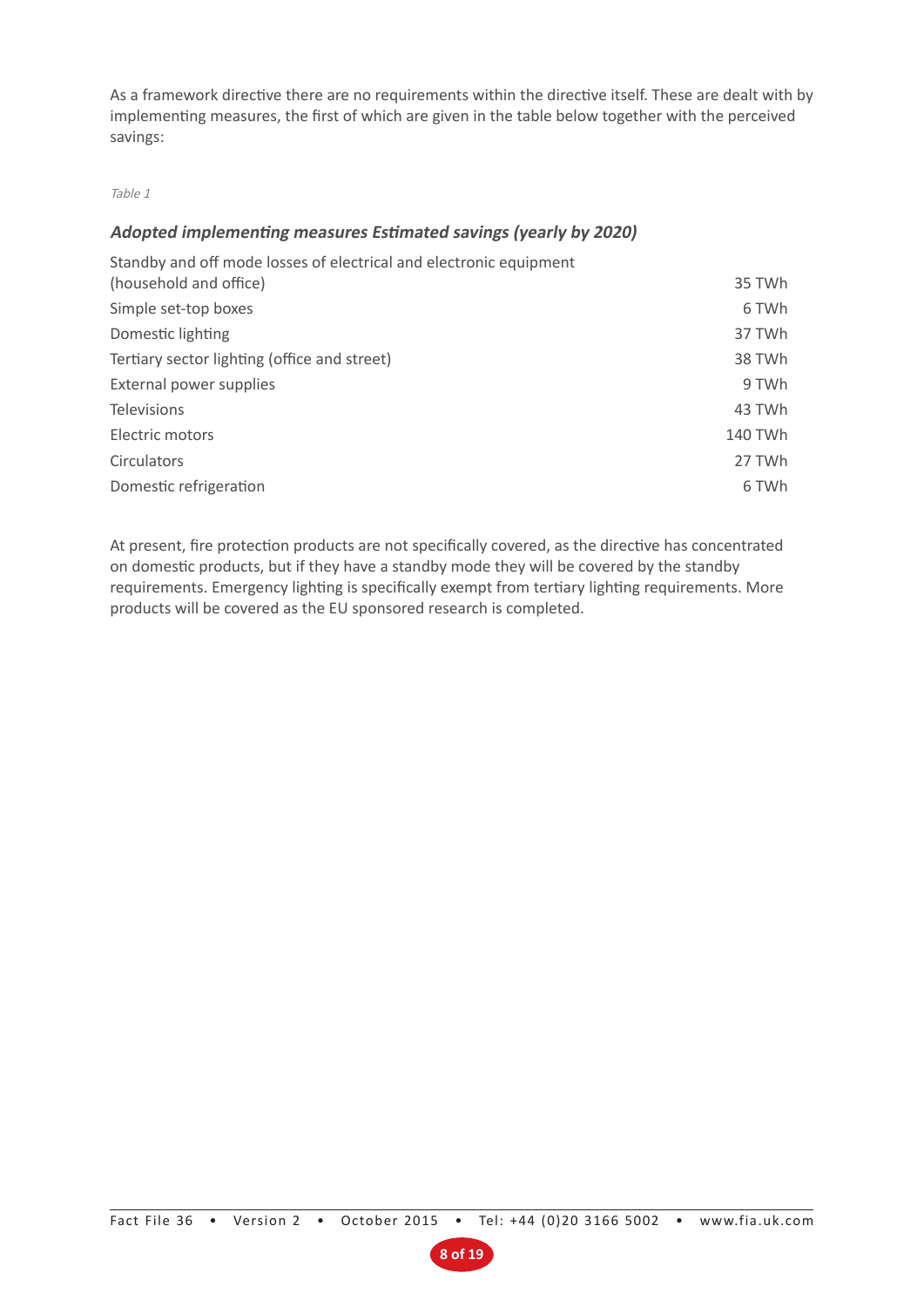As a framework directive there are no requirements within the directive itself. These are dealt with by implementing measures, the first of which are given in the table below together with the perceived savings:

*Table 1*

| ***Adopted implementing measures*** | ***Estimated savings (yearly by 2020)*** |
|---|---|
| Standby and off mode losses of electrical and electronic equipment (household and office) | 35 TWh |
| Simple set-top boxes | 6 TWh |
| Domestic lighting | 37 TWh |
| Tertiary sector lighting (office and street) | 38 TWh |
| External power supplies | 9 TWh |
| Televisions | 43 TWh |
| Electric motors | 140 TWh |
| Circulators | 27 TWh |
| Domestic refrigeration | 6 TWh |

At present, fire protection products are not specifically covered, as the directive has concentrated on domestic products, but if they have a standby mode they will be covered by the standby requirements. Emergency lighting is specifically exempt from tertiary lighting requirements. More products will be covered as the EU sponsored research is completed.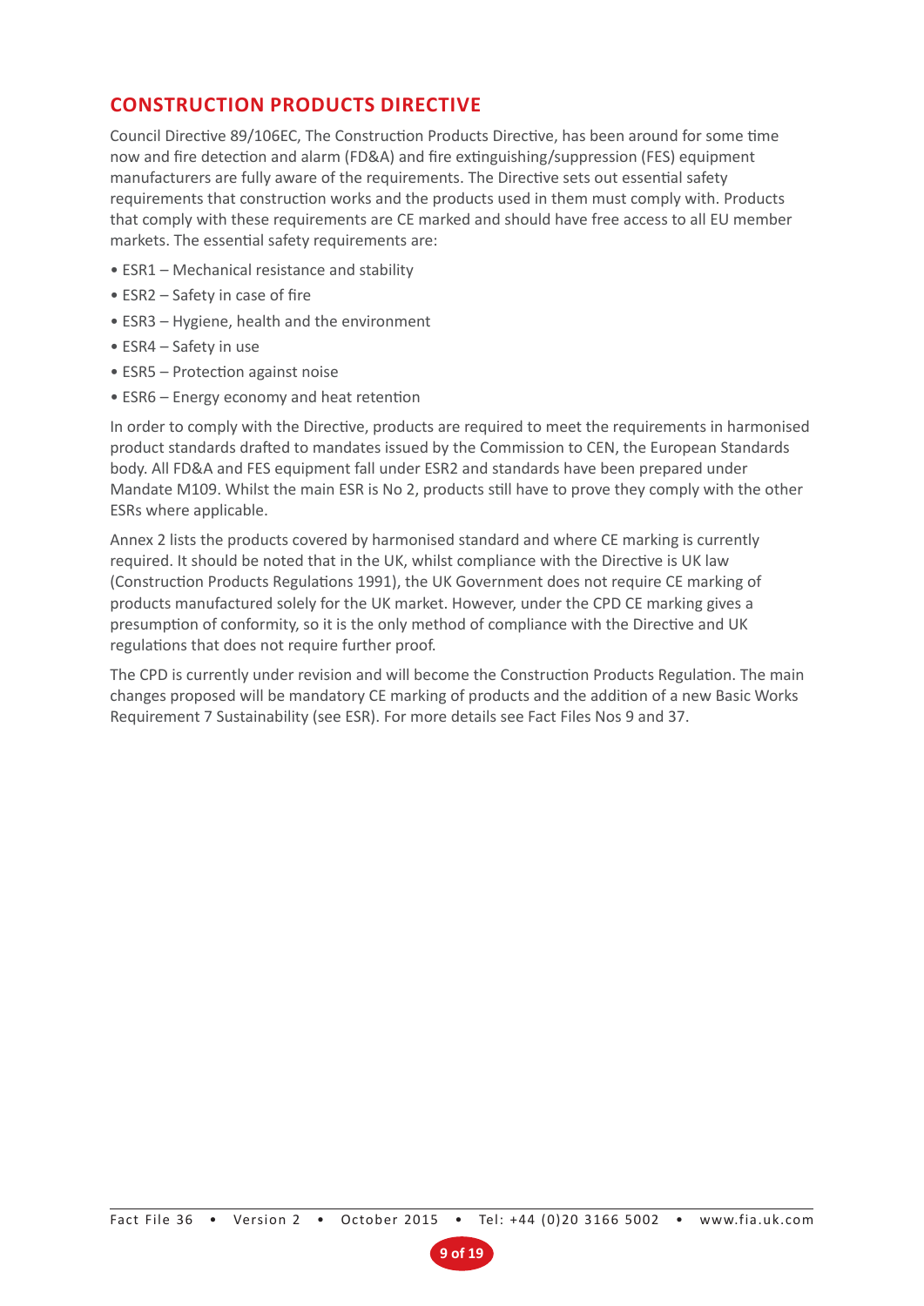## CONSTRUCTION PRODUCTS DIRECTIVE

Council Directive 89/106EC, The Construction Products Directive, has been around for some time now and fire detection and alarm (FD&A) and fire extinguishing/suppression (FES) equipment manufacturers are fully aware of the requirements. The Directive sets out essential safety requirements that construction works and the products used in them must comply with. Products that comply with these requirements are CE marked and should have free access to all EU member markets. The essential safety requirements are:

- ESR1 – Mechanical resistance and stability
- ESR2 – Safety in case of fire
- ESR3 – Hygiene, health and the environment
- ESR4 – Safety in use
- ESR5 – Protection against noise
- ESR6 – Energy economy and heat retention

In order to comply with the Directive, products are required to meet the requirements in harmonised product standards drafted to mandates issued by the Commission to CEN, the European Standards body. All FD&A and FES equipment fall under ESR2 and standards have been prepared under Mandate M109. Whilst the main ESR is No 2, products still have to prove they comply with the other ESRs where applicable.

Annex 2 lists the products covered by harmonised standard and where CE marking is currently required. It should be noted that in the UK, whilst compliance with the Directive is UK law (Construction Products Regulations 1991), the UK Government does not require CE marking of products manufactured solely for the UK market. However, under the CPD CE marking gives a presumption of conformity, so it is the only method of compliance with the Directive and UK regulations that does not require further proof.

The CPD is currently under revision and will become the Construction Products Regulation. The main changes proposed will be mandatory CE marking of products and the addition of a new Basic Works Requirement 7 Sustainability (see ESR). For more details see Fact Files Nos 9 and 37.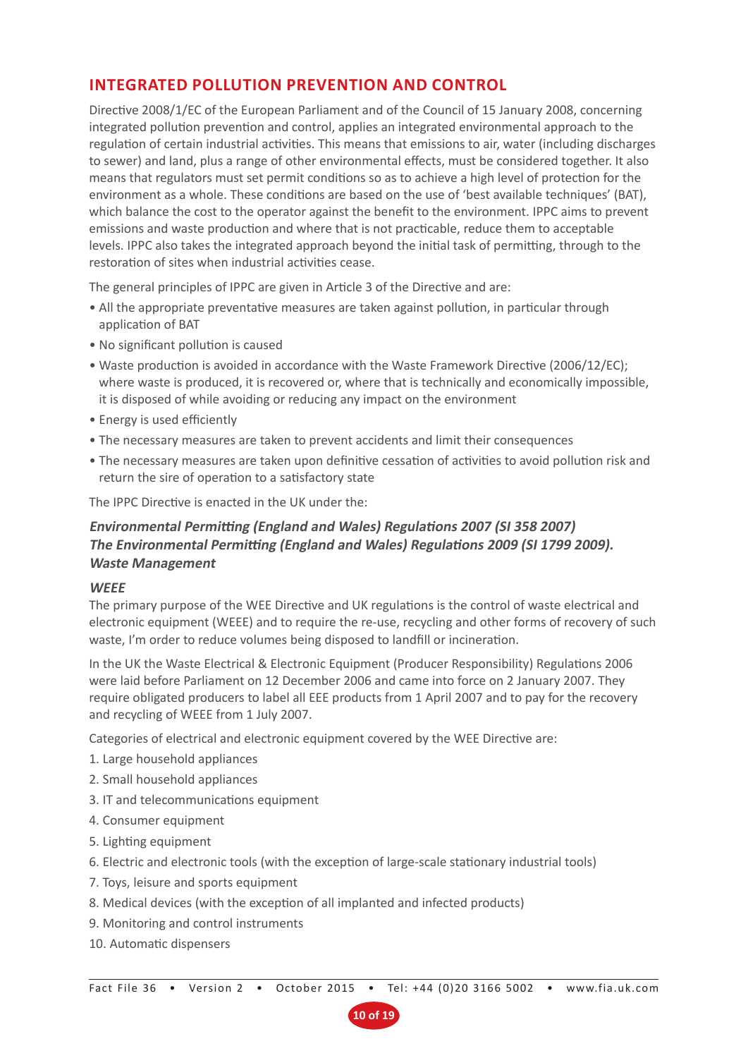## INTEGRATED POLLUTION PREVENTION AND CONTROL

Directive 2008/1/EC of the European Parliament and of the Council of 15 January 2008, concerning integrated pollution prevention and control, applies an integrated environmental approach to the regulation of certain industrial activities. This means that emissions to air, water (including discharges to sewer) and land, plus a range of other environmental effects, must be considered together. It also means that regulators must set permit conditions so as to achieve a high level of protection for the environment as a whole. These conditions are based on the use of 'best available techniques' (BAT), which balance the cost to the operator against the benefit to the environment. IPPC aims to prevent emissions and waste production and where that is not practicable, reduce them to acceptable levels. IPPC also takes the integrated approach beyond the initial task of permitting, through to the restoration of sites when industrial activities cease.

The general principles of IPPC are given in Article 3 of the Directive and are:

- All the appropriate preventative measures are taken against pollution, in particular through application of BAT
- No significant pollution is caused
- Waste production is avoided in accordance with the Waste Framework Directive (2006/12/EC); where waste is produced, it is recovered or, where that is technically and economically impossible, it is disposed of while avoiding or reducing any impact on the environment
- Energy is used efficiently
- The necessary measures are taken to prevent accidents and limit their consequences
- The necessary measures are taken upon definitive cessation of activities to avoid pollution risk and return the sire of operation to a satisfactory state

The IPPC Directive is enacted in the UK under the:

***Environmental Permitting (England and Wales) Regulations 2007 (SI 358 2007)***
***The Environmental Permitting (England and Wales) Regulations 2009 (SI 1799 2009).***
***Waste Management***

***WEEE***

The primary purpose of the WEE Directive and UK regulations is the control of waste electrical and electronic equipment (WEEE) and to require the re-use, recycling and other forms of recovery of such waste, I'm order to reduce volumes being disposed to landfill or incineration.

In the UK the Waste Electrical & Electronic Equipment (Producer Responsibility) Regulations 2006 were laid before Parliament on 12 December 2006 and came into force on 2 January 2007. They require obligated producers to label all EEE products from 1 April 2007 and to pay for the recovery and recycling of WEEE from 1 July 2007.

Categories of electrical and electronic equipment covered by the WEE Directive are:

1. Large household appliances
2. Small household appliances
3. IT and telecommunications equipment
4. Consumer equipment
5. Lighting equipment
6. Electric and electronic tools (with the exception of large-scale stationary industrial tools)
7. Toys, leisure and sports equipment
8. Medical devices (with the exception of all implanted and infected products)
9. Monitoring and control instruments
10. Automatic dispensers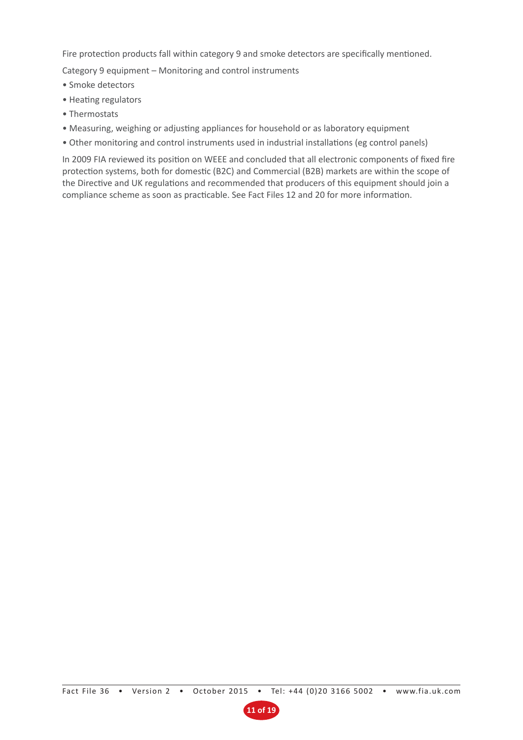Fire protection products fall within category 9 and smoke detectors are specifically mentioned.

Category 9 equipment – Monitoring and control instruments

- Smoke detectors
- Heating regulators
- Thermostats
- Measuring, weighing or adjusting appliances for household or as laboratory equipment
- Other monitoring and control instruments used in industrial installations (eg control panels)

In 2009 FIA reviewed its position on WEEE and concluded that all electronic components of fixed fire protection systems, both for domestic (B2C) and Commercial (B2B) markets are within the scope of the Directive and UK regulations and recommended that producers of this equipment should join a compliance scheme as soon as practicable. See Fact Files 12 and 20 for more information.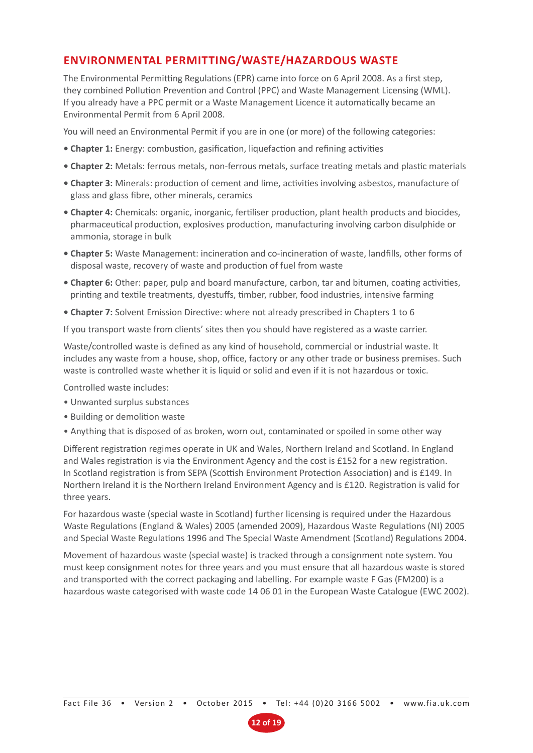## ENVIRONMENTAL PERMITTING/WASTE/HAZARDOUS WASTE

The Environmental Permitting Regulations (EPR) came into force on 6 April 2008. As a first step, they combined Pollution Prevention and Control (PPC) and Waste Management Licensing (WML). If you already have a PPC permit or a Waste Management Licence it automatically became an Environmental Permit from 6 April 2008.

You will need an Environmental Permit if you are in one (or more) of the following categories:

- **Chapter 1:** Energy: combustion, gasification, liquefaction and refining activities
- **Chapter 2:** Metals: ferrous metals, non-ferrous metals, surface treating metals and plastic materials
- **Chapter 3:** Minerals: production of cement and lime, activities involving asbestos, manufacture of glass and glass fibre, other minerals, ceramics
- **Chapter 4:** Chemicals: organic, inorganic, fertiliser production, plant health products and biocides, pharmaceutical production, explosives production, manufacturing involving carbon disulphide or ammonia, storage in bulk
- **Chapter 5:** Waste Management: incineration and co-incineration of waste, landfills, other forms of disposal waste, recovery of waste and production of fuel from waste
- **Chapter 6:** Other: paper, pulp and board manufacture, carbon, tar and bitumen, coating activities, printing and textile treatments, dyestuffs, timber, rubber, food industries, intensive farming
- **Chapter 7:** Solvent Emission Directive: where not already prescribed in Chapters 1 to 6

If you transport waste from clients' sites then you should have registered as a waste carrier.

Waste/controlled waste is defined as any kind of household, commercial or industrial waste. It includes any waste from a house, shop, office, factory or any other trade or business premises. Such waste is controlled waste whether it is liquid or solid and even if it is not hazardous or toxic.

Controlled waste includes:

- Unwanted surplus substances
- Building or demolition waste
- Anything that is disposed of as broken, worn out, contaminated or spoiled in some other way

Different registration regimes operate in UK and Wales, Northern Ireland and Scotland. In England and Wales registration is via the Environment Agency and the cost is £152 for a new registration. In Scotland registration is from SEPA (Scottish Environment Protection Association) and is £149. In Northern Ireland it is the Northern Ireland Environment Agency and is £120. Registration is valid for three years.

For hazardous waste (special waste in Scotland) further licensing is required under the Hazardous Waste Regulations (England & Wales) 2005 (amended 2009), Hazardous Waste Regulations (NI) 2005 and Special Waste Regulations 1996 and The Special Waste Amendment (Scotland) Regulations 2004.

Movement of hazardous waste (special waste) is tracked through a consignment note system. You must keep consignment notes for three years and you must ensure that all hazardous waste is stored and transported with the correct packaging and labelling. For example waste F Gas (FM200) is a hazardous waste categorised with waste code 14 06 01 in the European Waste Catalogue (EWC 2002).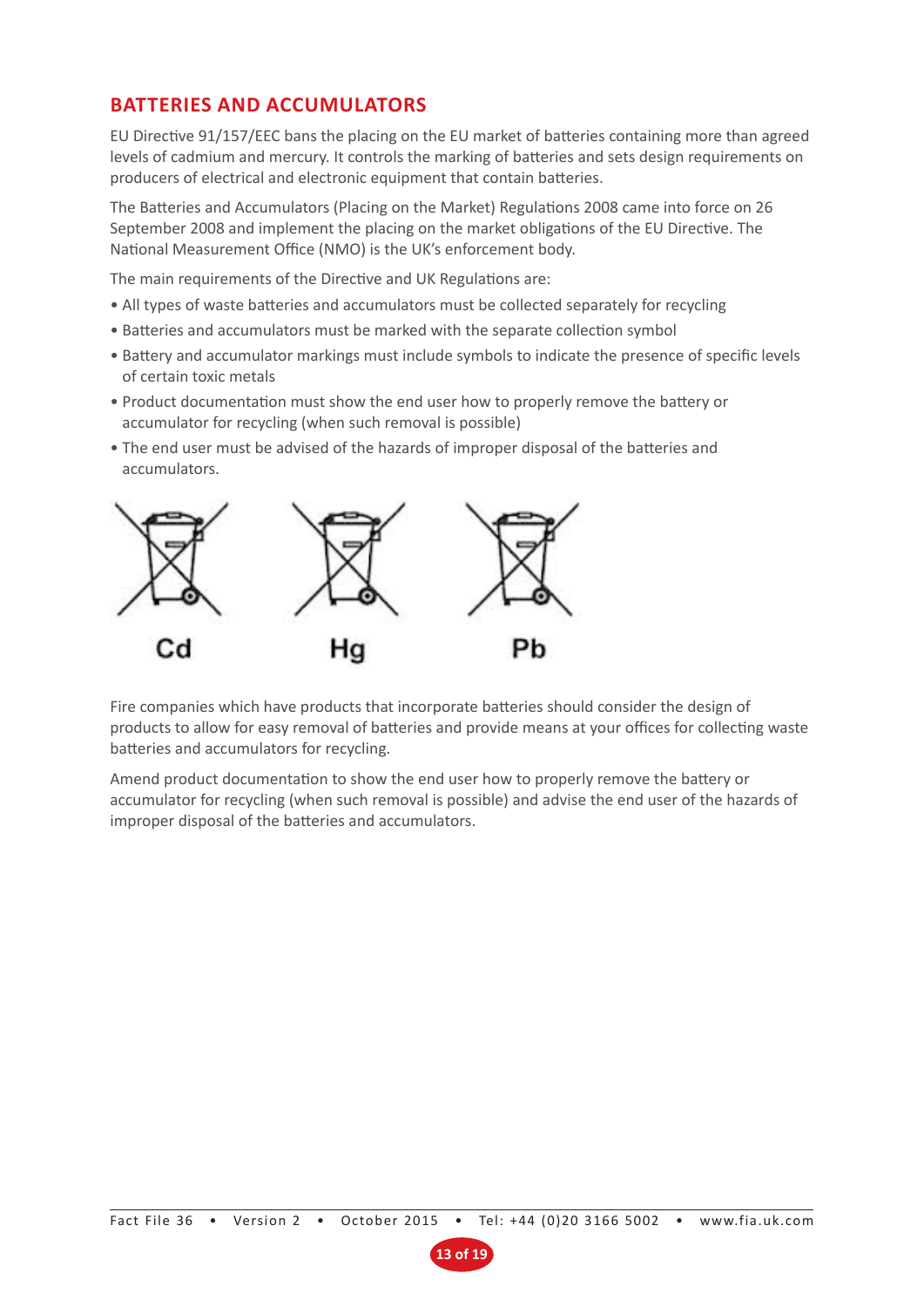## BATTERIES AND ACCUMULATORS

EU Directive 91/157/EEC bans the placing on the EU market of batteries containing more than agreed levels of cadmium and mercury. It controls the marking of batteries and sets design requirements on producers of electrical and electronic equipment that contain batteries.

The Batteries and Accumulators (Placing on the Market) Regulations 2008 came into force on 26 September 2008 and implement the placing on the market obligations of the EU Directive. The National Measurement Office (NMO) is the UK's enforcement body.

The main requirements of the Directive and UK Regulations are:

- All types of waste batteries and accumulators must be collected separately for recycling
- Batteries and accumulators must be marked with the separate collection symbol
- Battery and accumulator markings must include symbols to indicate the presence of specific levels of certain toxic metals
- Product documentation must show the end user how to properly remove the battery or accumulator for recycling (when such removal is possible)
- The end user must be advised of the hazards of improper disposal of the batteries and accumulators.

Cd Hg Pb

Fire companies which have products that incorporate batteries should consider the design of products to allow for easy removal of batteries and provide means at your offices for collecting waste batteries and accumulators for recycling.

Amend product documentation to show the end user how to properly remove the battery or accumulator for recycling (when such removal is possible) and advise the end user of the hazards of improper disposal of the batteries and accumulators.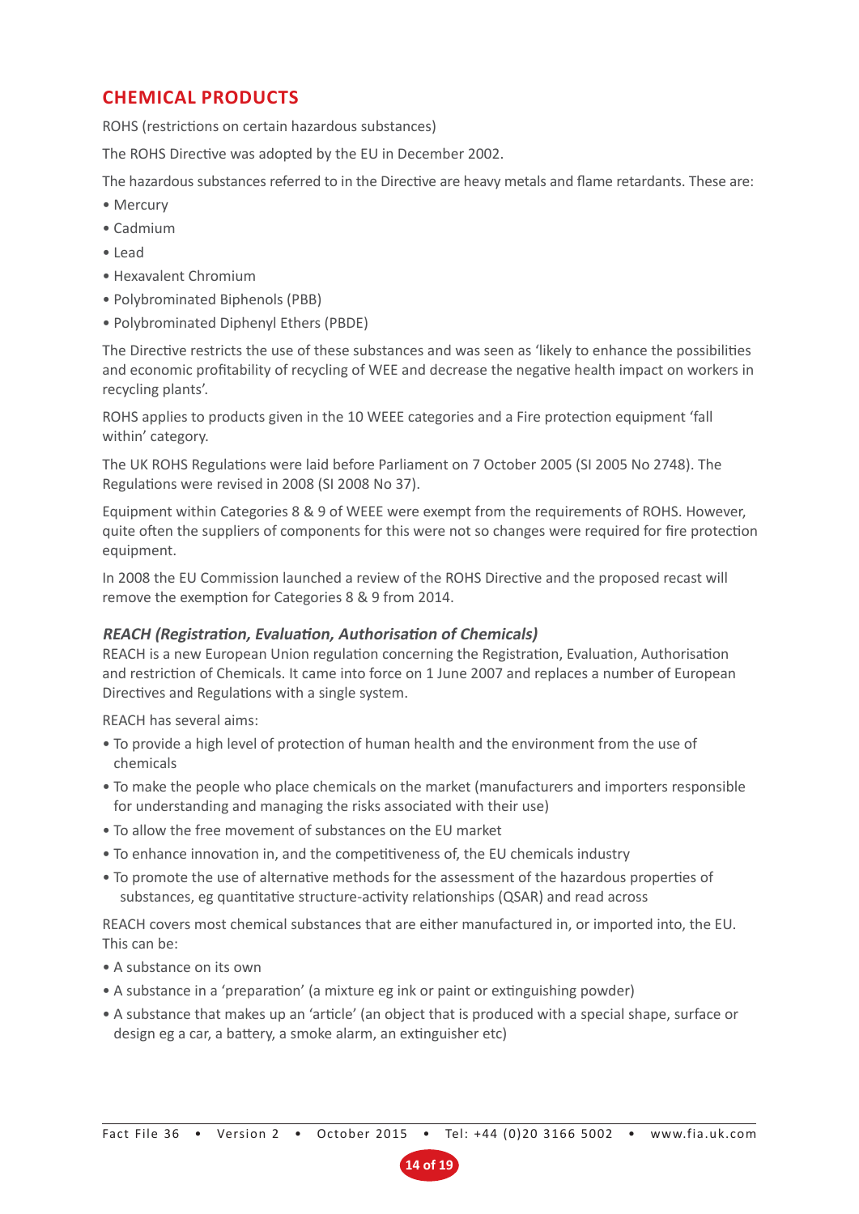## CHEMICAL PRODUCTS

ROHS (restrictions on certain hazardous substances)

The ROHS Directive was adopted by the EU in December 2002.

The hazardous substances referred to in the Directive are heavy metals and flame retardants. These are:

- Mercury
- Cadmium
- Lead
- Hexavalent Chromium
- Polybrominated Biphenols (PBB)
- Polybrominated Diphenyl Ethers (PBDE)

The Directive restricts the use of these substances and was seen as 'likely to enhance the possibilities and economic profitability of recycling of WEE and decrease the negative health impact on workers in recycling plants'.

ROHS applies to products given in the 10 WEEE categories and a Fire protection equipment 'fall within' category.

The UK ROHS Regulations were laid before Parliament on 7 October 2005 (SI 2005 No 2748). The Regulations were revised in 2008 (SI 2008 No 37).

Equipment within Categories 8 & 9 of WEEE were exempt from the requirements of ROHS. However, quite often the suppliers of components for this were not so changes were required for fire protection equipment.

In 2008 the EU Commission launched a review of the ROHS Directive and the proposed recast will remove the exemption for Categories 8 & 9 from 2014.

### *REACH (Registration, Evaluation, Authorisation of Chemicals)*

REACH is a new European Union regulation concerning the Registration, Evaluation, Authorisation and restriction of Chemicals. It came into force on 1 June 2007 and replaces a number of European Directives and Regulations with a single system.

REACH has several aims:

- To provide a high level of protection of human health and the environment from the use of chemicals
- To make the people who place chemicals on the market (manufacturers and importers responsible for understanding and managing the risks associated with their use)
- To allow the free movement of substances on the EU market
- To enhance innovation in, and the competitiveness of, the EU chemicals industry
- To promote the use of alternative methods for the assessment of the hazardous properties of substances, eg quantitative structure-activity relationships (QSAR) and read across

REACH covers most chemical substances that are either manufactured in, or imported into, the EU. This can be:

- A substance on its own
- A substance in a 'preparation' (a mixture eg ink or paint or extinguishing powder)
- A substance that makes up an 'article' (an object that is produced with a special shape, surface or design eg a car, a battery, a smoke alarm, an extinguisher etc)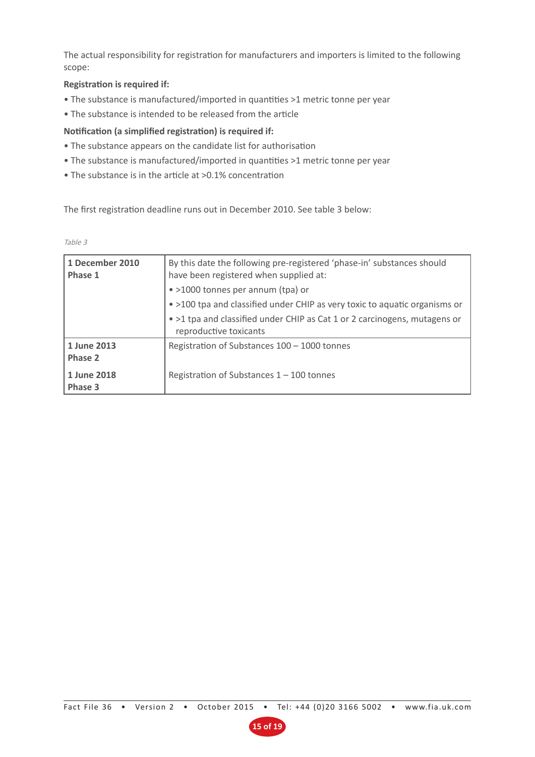The actual responsibility for registration for manufacturers and importers is limited to the following scope:

**Registration is required if:**

- The substance is manufactured/imported in quantities >1 metric tonne per year
- The substance is intended to be released from the article

**Notification (a simplified registration) is required if:**

- The substance appears on the candidate list for authorisation
- The substance is manufactured/imported in quantities >1 metric tonne per year
- The substance is in the article at >0.1% concentration

The first registration deadline runs out in December 2010. See table 3 below:

*Table 3*

| | |
|---|---|
| **1 December 2010 Phase 1** | By this date the following pre-registered 'phase-in' substances should have been registered when supplied at:<br>• >1000 tonnes per annum (tpa) or<br>• >100 tpa and classified under CHIP as very toxic to aquatic organisms or<br>• >1 tpa and classified under CHIP as Cat 1 or 2 carcinogens, mutagens or reproductive toxicants |
| **1 June 2013 Phase 2** | Registration of Substances 100 – 1000 tonnes |
| **1 June 2018 Phase 3** | Registration of Substances 1 – 100 tonnes |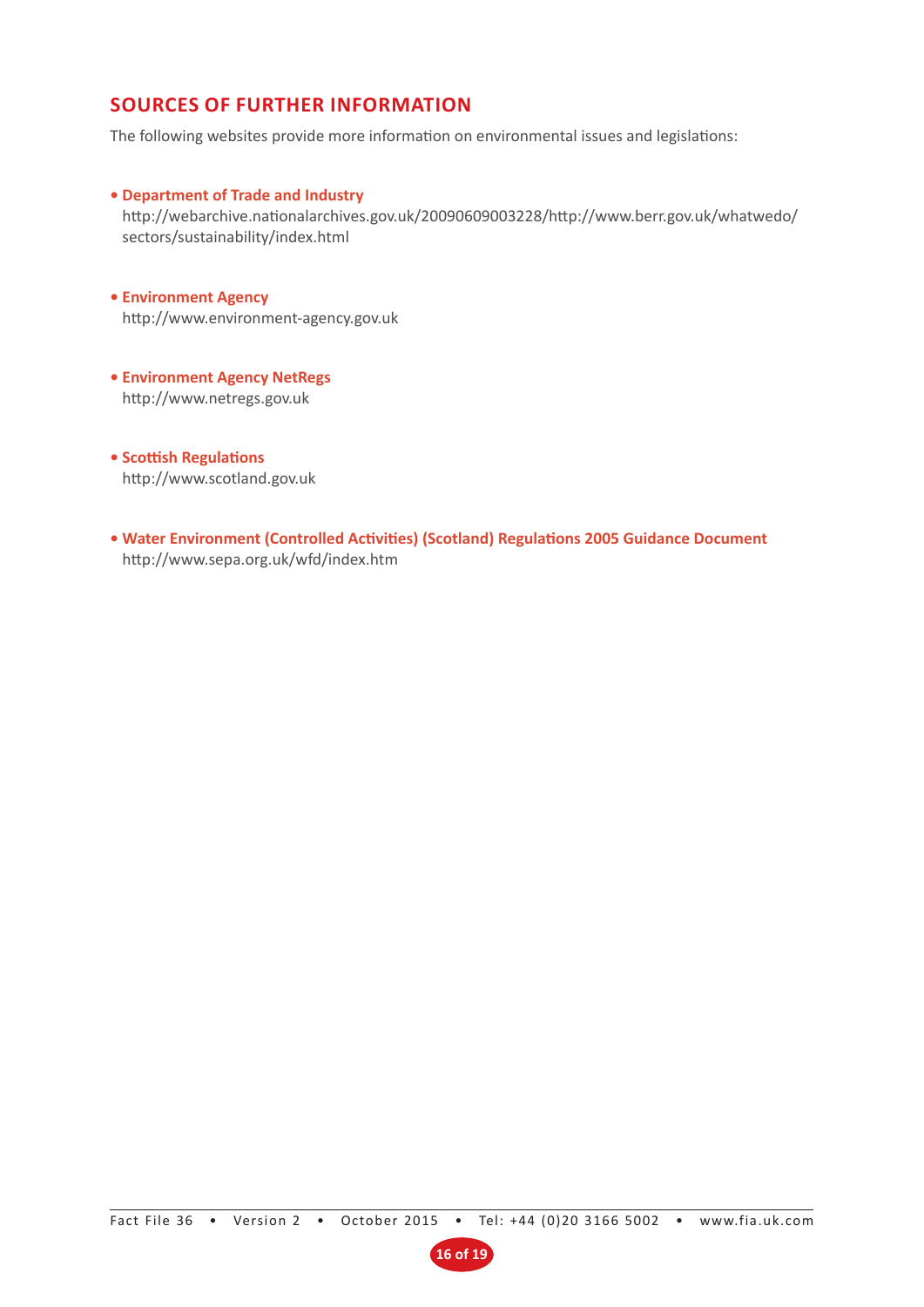## SOURCES OF FURTHER INFORMATION

The following websites provide more information on environmental issues and legislations:

- **Department of Trade and Industry**
  http://webarchive.nationalarchives.gov.uk/20090609003228/http://www.berr.gov.uk/whatwedo/sectors/sustainability/index.html

- **Environment Agency**
  http://www.environment-agency.gov.uk

- **Environment Agency NetRegs**
  http://www.netregs.gov.uk

- **Scottish Regulations**
  http://www.scotland.gov.uk

- **Water Environment (Controlled Activities) (Scotland) Regulations 2005 Guidance Document**
  http://www.sepa.org.uk/wfd/index.htm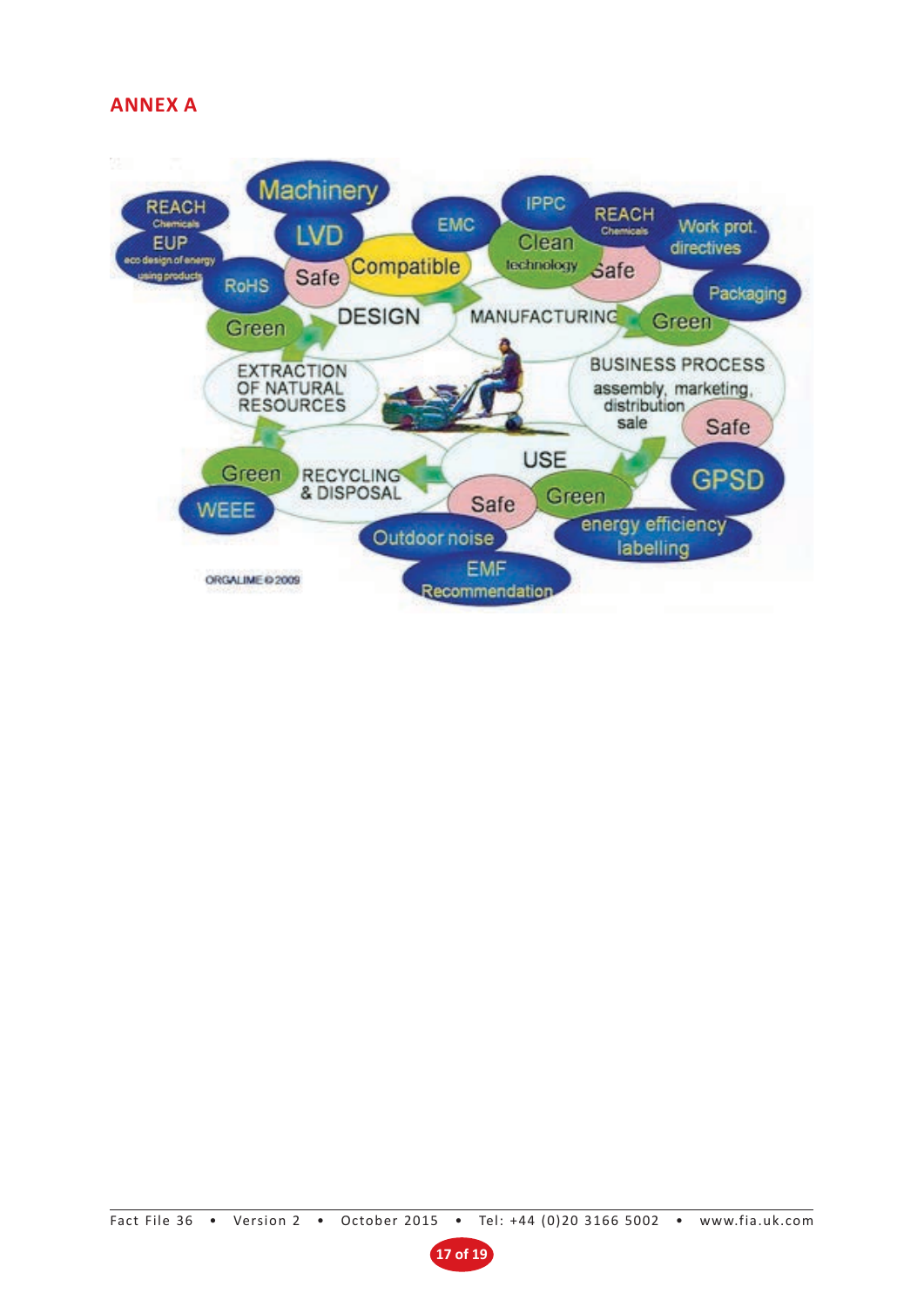## ANNEX A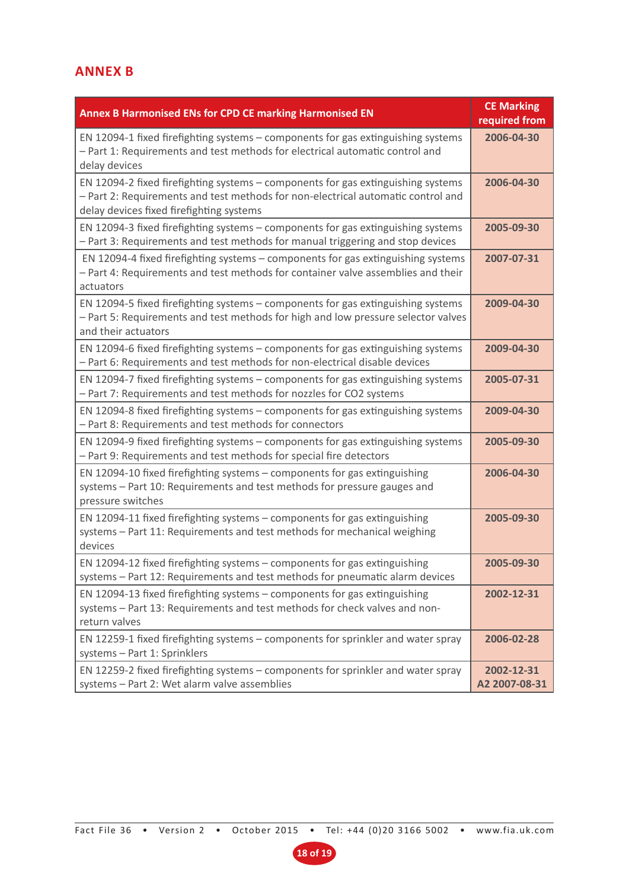# ANNEX B

| Annex B Harmonised ENs for CPD CE marking Harmonised EN | CE Marking required from |
|---|---|
| EN 12094-1 fixed firefighting systems – components for gas extinguishing systems – Part 1: Requirements and test methods for electrical automatic control and delay devices | 2006-04-30 |
| EN 12094-2 fixed firefighting systems – components for gas extinguishing systems – Part 2: Requirements and test methods for non-electrical automatic control and delay devices fixed firefighting systems | 2006-04-30 |
| EN 12094-3 fixed firefighting systems – components for gas extinguishing systems – Part 3: Requirements and test methods for manual triggering and stop devices | 2005-09-30 |
| EN 12094-4 fixed firefighting systems – components for gas extinguishing systems – Part 4: Requirements and test methods for container valve assemblies and their actuators | 2007-07-31 |
| EN 12094-5 fixed firefighting systems – components for gas extinguishing systems – Part 5: Requirements and test methods for high and low pressure selector valves and their actuators | 2009-04-30 |
| EN 12094-6 fixed firefighting systems – components for gas extinguishing systems – Part 6: Requirements and test methods for non-electrical disable devices | 2009-04-30 |
| EN 12094-7 fixed firefighting systems – components for gas extinguishing systems – Part 7: Requirements and test methods for nozzles for CO2 systems | 2005-07-31 |
| EN 12094-8 fixed firefighting systems – components for gas extinguishing systems – Part 8: Requirements and test methods for connectors | 2009-04-30 |
| EN 12094-9 fixed firefighting systems – components for gas extinguishing systems – Part 9: Requirements and test methods for special fire detectors | 2005-09-30 |
| EN 12094-10 fixed firefighting systems – components for gas extinguishing systems – Part 10: Requirements and test methods for pressure gauges and pressure switches | 2006-04-30 |
| EN 12094-11 fixed firefighting systems – components for gas extinguishing systems – Part 11: Requirements and test methods for mechanical weighing devices | 2005-09-30 |
| EN 12094-12 fixed firefighting systems – components for gas extinguishing systems – Part 12: Requirements and test methods for pneumatic alarm devices | 2005-09-30 |
| EN 12094-13 fixed firefighting systems – components for gas extinguishing systems – Part 13: Requirements and test methods for check valves and non-return valves | 2002-12-31 |
| EN 12259-1 fixed firefighting systems – components for sprinkler and water spray systems – Part 1: Sprinklers | 2006-02-28 |
| EN 12259-2 fixed firefighting systems – components for sprinkler and water spray systems – Part 2: Wet alarm valve assemblies | 2002-12-31 A2 2007-08-31 |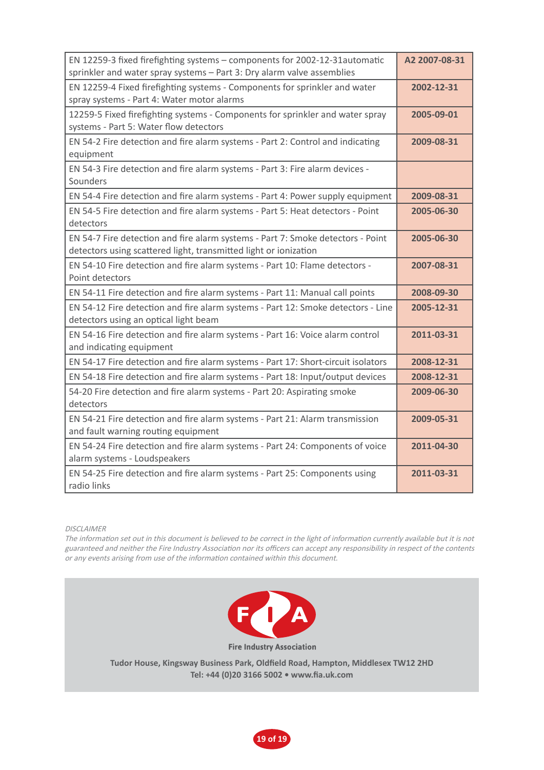| | |
|---|---|
| EN 12259-3 fixed firefighting systems – components for 2002-12-31automatic sprinkler and water spray systems – Part 3: Dry alarm valve assemblies | **A2 2007-08-31** |
| EN 12259-4 Fixed firefighting systems - Components for sprinkler and water spray systems - Part 4: Water motor alarms | **2002-12-31** |
| 12259-5 Fixed firefighting systems - Components for sprinkler and water spray systems - Part 5: Water flow detectors | **2005-09-01** |
| EN 54-2 Fire detection and fire alarm systems - Part 2: Control and indicating equipment | **2009-08-31** |
| EN 54-3 Fire detection and fire alarm systems - Part 3: Fire alarm devices - Sounders | |
| EN 54-4 Fire detection and fire alarm systems - Part 4: Power supply equipment | **2009-08-31** |
| EN 54-5 Fire detection and fire alarm systems - Part 5: Heat detectors - Point detectors | **2005-06-30** |
| EN 54-7 Fire detection and fire alarm systems - Part 7: Smoke detectors - Point detectors using scattered light, transmitted light or ionization | **2005-06-30** |
| EN 54-10 Fire detection and fire alarm systems - Part 10: Flame detectors - Point detectors | **2007-08-31** |
| EN 54-11 Fire detection and fire alarm systems - Part 11: Manual call points | **2008-09-30** |
| EN 54-12 Fire detection and fire alarm systems - Part 12: Smoke detectors - Line detectors using an optical light beam | **2005-12-31** |
| EN 54-16 Fire detection and fire alarm systems - Part 16: Voice alarm control and indicating equipment | **2011-03-31** |
| EN 54-17 Fire detection and fire alarm systems - Part 17: Short-circuit isolators | **2008-12-31** |
| EN 54-18 Fire detection and fire alarm systems - Part 18: Input/output devices | **2008-12-31** |
| 54-20 Fire detection and fire alarm systems - Part 20: Aspirating smoke detectors | **2009-06-30** |
| EN 54-21 Fire detection and fire alarm systems - Part 21: Alarm transmission and fault warning routing equipment | **2009-05-31** |
| EN 54-24 Fire detection and fire alarm systems - Part 24: Components of voice alarm systems - Loudspeakers | **2011-04-30** |
| EN 54-25 Fire detection and fire alarm systems - Part 25: Components using radio links | **2011-03-31** |

*DISCLAIMER*
*The information set out in this document is believed to be correct in the light of information currently available but it is not guaranteed and neither the Fire Industry Association nor its officers can accept any responsibility in respect of the contents or any events arising from use of the information contained within this document.*

**Fire Industry Association**

**Tudor House, Kingsway Business Park, Oldfield Road, Hampton, Middlesex TW12 2HD**
**Tel: +44 (0)20 3166 5002 • www.fia.uk.com**